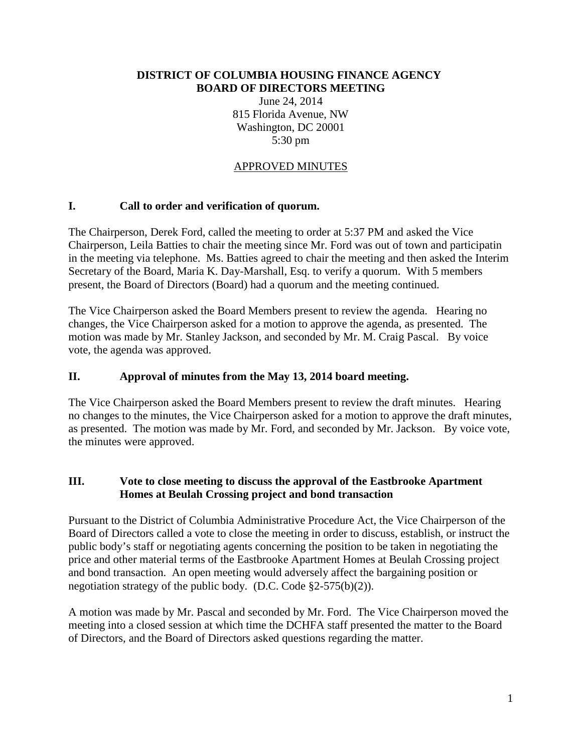**DISTRICT OF COLUMBIA HOUSING FINANCE AGENCY**
**BOARD OF DIRECTORS MEETING**

June 24, 2014
815 Florida Avenue, NW
Washington, DC 20001
5:30 pm

APPROVED MINUTES

## I. Call to order and verification of quorum.

The Chairperson, Derek Ford, called the meeting to order at 5:37 PM and asked the Vice Chairperson, Leila Batties to chair the meeting since Mr. Ford was out of town and participatin in the meeting via telephone. Ms. Batties agreed to chair the meeting and then asked the Interim Secretary of the Board, Maria K. Day-Marshall, Esq. to verify a quorum. With 5 members present, the Board of Directors (Board) had a quorum and the meeting continued.

The Vice Chairperson asked the Board Members present to review the agenda. Hearing no changes, the Vice Chairperson asked for a motion to approve the agenda, as presented. The motion was made by Mr. Stanley Jackson, and seconded by Mr. M. Craig Pascal. By voice vote, the agenda was approved.

## II. Approval of minutes from the May 13, 2014 board meeting.

The Vice Chairperson asked the Board Members present to review the draft minutes. Hearing no changes to the minutes, the Vice Chairperson asked for a motion to approve the draft minutes, as presented. The motion was made by Mr. Ford, and seconded by Mr. Jackson. By voice vote, the minutes were approved.

## III. Vote to close meeting to discuss the approval of the Eastbrooke Apartment Homes at Beulah Crossing project and bond transaction

Pursuant to the District of Columbia Administrative Procedure Act, the Vice Chairperson of the Board of Directors called a vote to close the meeting in order to discuss, establish, or instruct the public body's staff or negotiating agents concerning the position to be taken in negotiating the price and other material terms of the Eastbrooke Apartment Homes at Beulah Crossing project and bond transaction. An open meeting would adversely affect the bargaining position or negotiation strategy of the public body. (D.C. Code §2-575(b)(2)).

A motion was made by Mr. Pascal and seconded by Mr. Ford. The Vice Chairperson moved the meeting into a closed session at which time the DCHFA staff presented the matter to the Board of Directors, and the Board of Directors asked questions regarding the matter.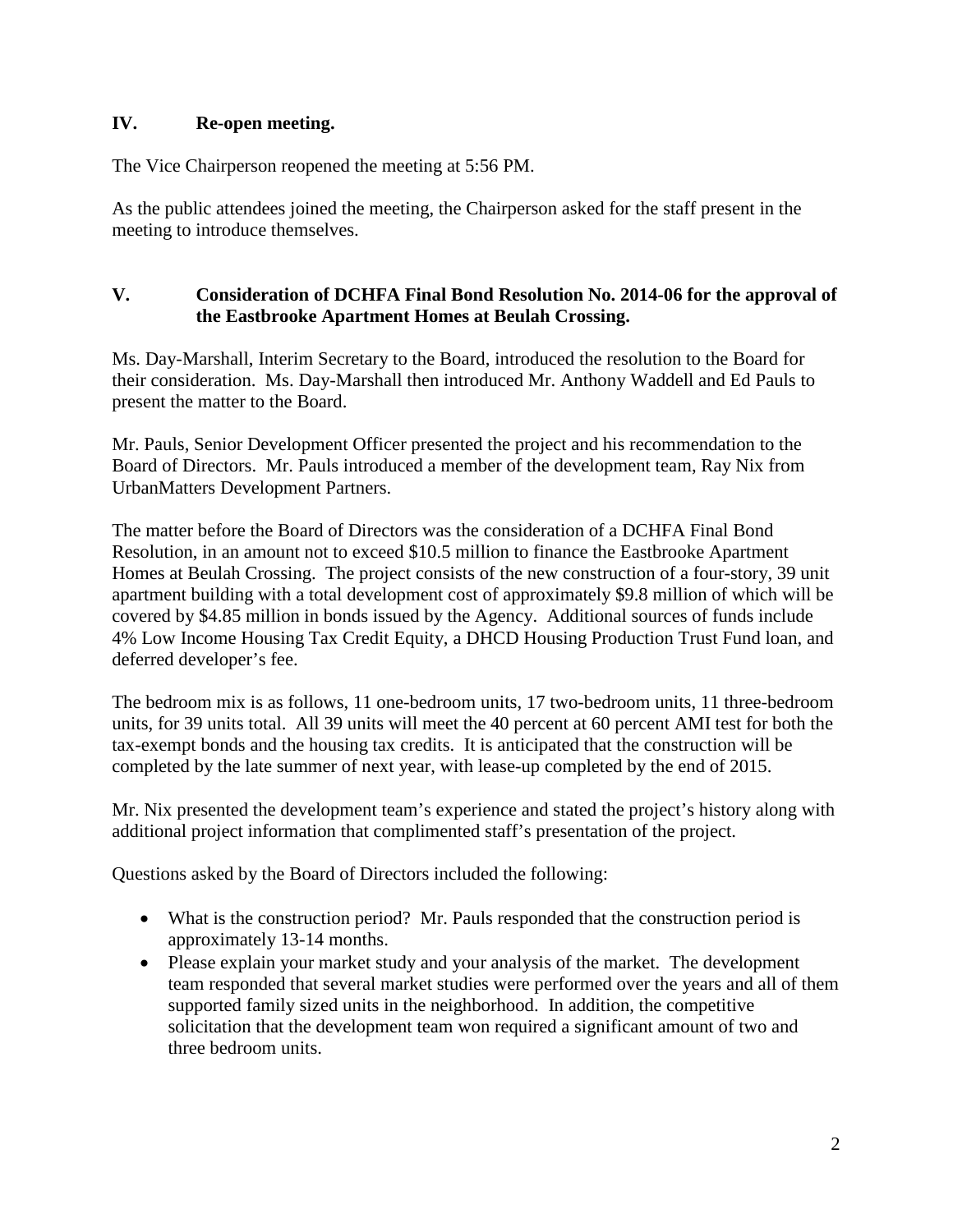## IV. Re-open meeting.

The Vice Chairperson reopened the meeting at 5:56 PM.

As the public attendees joined the meeting, the Chairperson asked for the staff present in the meeting to introduce themselves.

## V. Consideration of DCHFA Final Bond Resolution No. 2014-06 for the approval of the Eastbrooke Apartment Homes at Beulah Crossing.

Ms. Day-Marshall, Interim Secretary to the Board, introduced the resolution to the Board for their consideration. Ms. Day-Marshall then introduced Mr. Anthony Waddell and Ed Pauls to present the matter to the Board.

Mr. Pauls, Senior Development Officer presented the project and his recommendation to the Board of Directors. Mr. Pauls introduced a member of the development team, Ray Nix from UrbanMatters Development Partners.

The matter before the Board of Directors was the consideration of a DCHFA Final Bond Resolution, in an amount not to exceed $10.5 million to finance the Eastbrooke Apartment Homes at Beulah Crossing. The project consists of the new construction of a four-story, 39 unit apartment building with a total development cost of approximately $9.8 million of which will be covered by $4.85 million in bonds issued by the Agency. Additional sources of funds include 4% Low Income Housing Tax Credit Equity, a DHCD Housing Production Trust Fund loan, and deferred developer's fee.

The bedroom mix is as follows, 11 one-bedroom units, 17 two-bedroom units, 11 three-bedroom units, for 39 units total. All 39 units will meet the 40 percent at 60 percent AMI test for both the tax-exempt bonds and the housing tax credits. It is anticipated that the construction will be completed by the late summer of next year, with lease-up completed by the end of 2015.

Mr. Nix presented the development team's experience and stated the project's history along with additional project information that complimented staff's presentation of the project.

Questions asked by the Board of Directors included the following:

- What is the construction period? Mr. Pauls responded that the construction period is approximately 13-14 months.
- Please explain your market study and your analysis of the market. The development team responded that several market studies were performed over the years and all of them supported family sized units in the neighborhood. In addition, the competitive solicitation that the development team won required a significant amount of two and three bedroom units.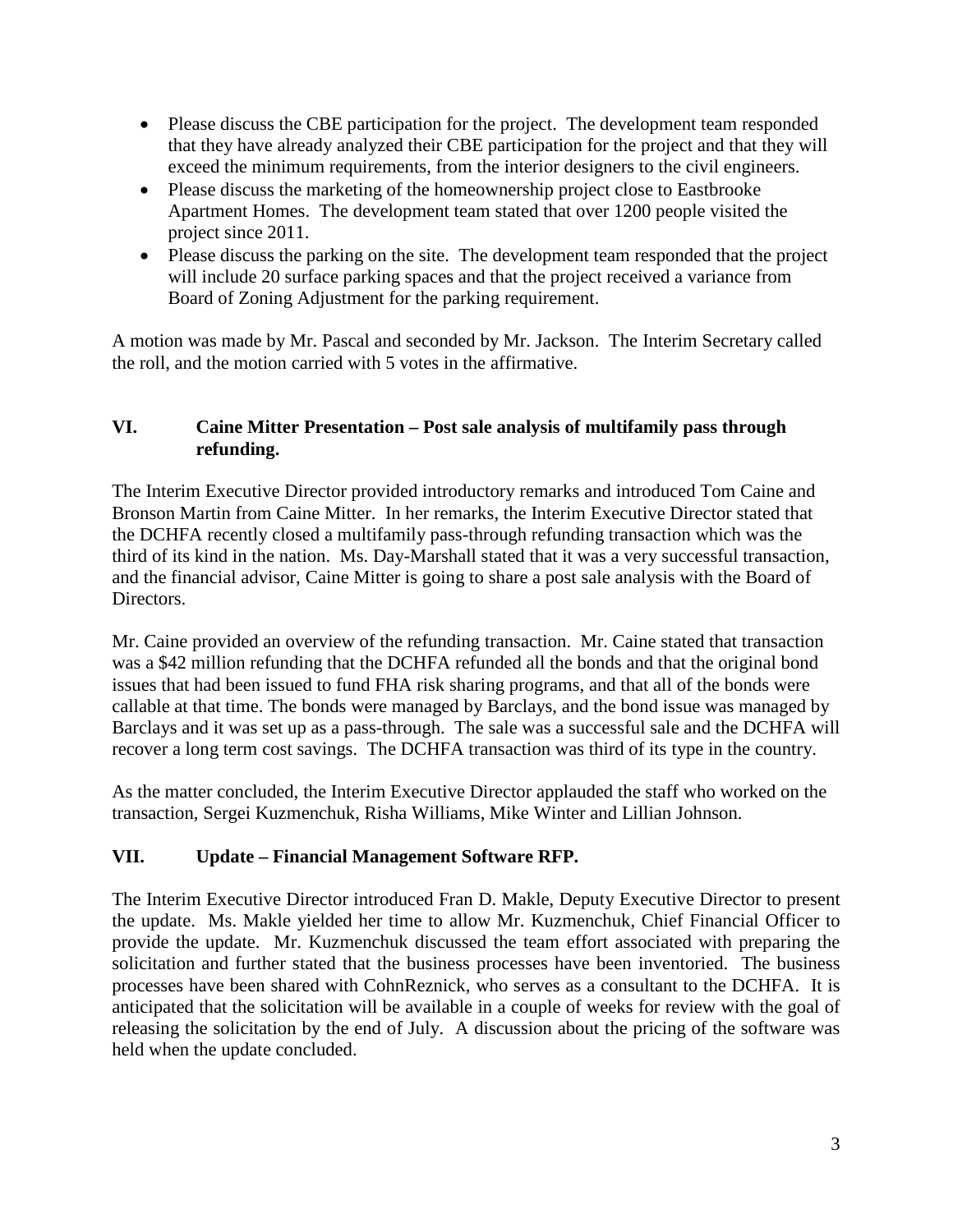- Please discuss the CBE participation for the project. The development team responded that they have already analyzed their CBE participation for the project and that they will exceed the minimum requirements, from the interior designers to the civil engineers.
- Please discuss the marketing of the homeownership project close to Eastbrooke Apartment Homes. The development team stated that over 1200 people visited the project since 2011.
- Please discuss the parking on the site. The development team responded that the project will include 20 surface parking spaces and that the project received a variance from Board of Zoning Adjustment for the parking requirement.

A motion was made by Mr. Pascal and seconded by Mr. Jackson. The Interim Secretary called the roll, and the motion carried with 5 votes in the affirmative.

## VI. Caine Mitter Presentation – Post sale analysis of multifamily pass through refunding.

The Interim Executive Director provided introductory remarks and introduced Tom Caine and Bronson Martin from Caine Mitter. In her remarks, the Interim Executive Director stated that the DCHFA recently closed a multifamily pass-through refunding transaction which was the third of its kind in the nation. Ms. Day-Marshall stated that it was a very successful transaction, and the financial advisor, Caine Mitter is going to share a post sale analysis with the Board of Directors.

Mr. Caine provided an overview of the refunding transaction. Mr. Caine stated that transaction was a $42 million refunding that the DCHFA refunded all the bonds and that the original bond issues that had been issued to fund FHA risk sharing programs, and that all of the bonds were callable at that time. The bonds were managed by Barclays, and the bond issue was managed by Barclays and it was set up as a pass-through. The sale was a successful sale and the DCHFA will recover a long term cost savings. The DCHFA transaction was third of its type in the country.

As the matter concluded, the Interim Executive Director applauded the staff who worked on the transaction, Sergei Kuzmenchuk, Risha Williams, Mike Winter and Lillian Johnson.

## VII. Update – Financial Management Software RFP.

The Interim Executive Director introduced Fran D. Makle, Deputy Executive Director to present the update. Ms. Makle yielded her time to allow Mr. Kuzmenchuk, Chief Financial Officer to provide the update. Mr. Kuzmenchuk discussed the team effort associated with preparing the solicitation and further stated that the business processes have been inventoried. The business processes have been shared with CohnReznick, who serves as a consultant to the DCHFA. It is anticipated that the solicitation will be available in a couple of weeks for review with the goal of releasing the solicitation by the end of July. A discussion about the pricing of the software was held when the update concluded.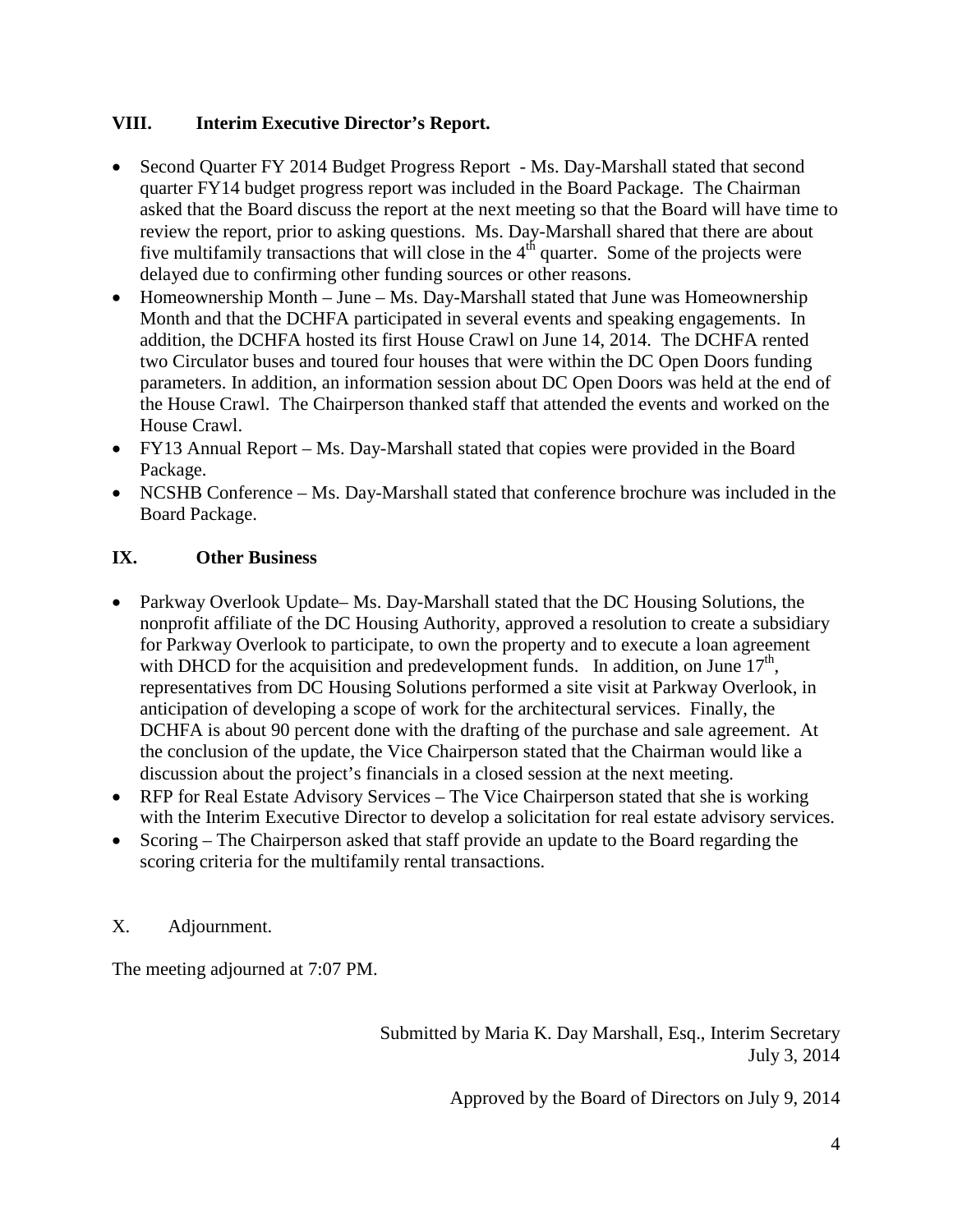## VIII. Interim Executive Director's Report.

- Second Quarter FY 2014 Budget Progress Report - Ms. Day-Marshall stated that second quarter FY14 budget progress report was included in the Board Package. The Chairman asked that the Board discuss the report at the next meeting so that the Board will have time to review the report, prior to asking questions. Ms. Day-Marshall shared that there are about five multifamily transactions that will close in the 4th quarter. Some of the projects were delayed due to confirming other funding sources or other reasons.
- Homeownership Month – June – Ms. Day-Marshall stated that June was Homeownership Month and that the DCHFA participated in several events and speaking engagements. In addition, the DCHFA hosted its first House Crawl on June 14, 2014. The DCHFA rented two Circulator buses and toured four houses that were within the DC Open Doors funding parameters. In addition, an information session about DC Open Doors was held at the end of the House Crawl. The Chairperson thanked staff that attended the events and worked on the House Crawl.
- FY13 Annual Report – Ms. Day-Marshall stated that copies were provided in the Board Package.
- NCSHB Conference – Ms. Day-Marshall stated that conference brochure was included in the Board Package.

## IX. Other Business

- Parkway Overlook Update– Ms. Day-Marshall stated that the DC Housing Solutions, the nonprofit affiliate of the DC Housing Authority, approved a resolution to create a subsidiary for Parkway Overlook to participate, to own the property and to execute a loan agreement with DHCD for the acquisition and predevelopment funds. In addition, on June 17th, representatives from DC Housing Solutions performed a site visit at Parkway Overlook, in anticipation of developing a scope of work for the architectural services. Finally, the DCHFA is about 90 percent done with the drafting of the purchase and sale agreement. At the conclusion of the update, the Vice Chairperson stated that the Chairman would like a discussion about the project's financials in a closed session at the next meeting.
- RFP for Real Estate Advisory Services – The Vice Chairperson stated that she is working with the Interim Executive Director to develop a solicitation for real estate advisory services.
- Scoring – The Chairperson asked that staff provide an update to the Board regarding the scoring criteria for the multifamily rental transactions.

X. Adjournment.

The meeting adjourned at 7:07 PM.

Submitted by Maria K. Day Marshall, Esq., Interim Secretary
July 3, 2014

Approved by the Board of Directors on July 9, 2014